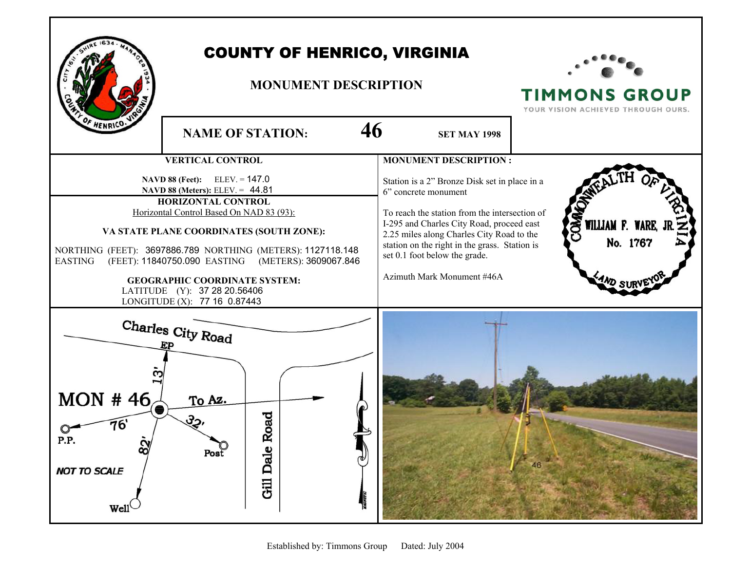# COUNTY OF HENRICO, VIRGINIA

## MONUMENT DESCRIPTION

TIMMONS GROUP
YOUR VISION ACHIEVED THROUGH OURS.

**NAME OF STATION:** **46** **SET MAY 1998**

### VERTICAL CONTROL

**NAVD 88 (Feet):** ELEV. = 147.0
**NAVD 88 (Meters):** ELEV. = 44.81

### HORIZONTAL CONTROL

Horizontal Control Based On NAD 83 (93):

**VA STATE PLANE COORDINATES (SOUTH ZONE):**

NORTHING (FEET): 3697886.789 NORTHING (METERS): 1127118.148
EASTING (FEET): 11840750.090 EASTING (METERS): 3609067.846

**GEOGRAPHIC COORDINATE SYSTEM:**

LATITUDE (Y): 37 28 20.56406
LONGITUDE (X): 77 16 0.87443

### MONUMENT DESCRIPTION :

Station is a 2" Bronze Disk set in place in a 6" concrete monument

To reach the station from the intersection of I-295 and Charles City Road, proceed east 2.25 miles along Charles City Road to the station on the right in the grass. Station is set 0.1 foot below the grade.

Azimuth Mark Monument #46A

COMMONWEALTH OF VIRGINIA
WILLIAM F. WARE, JR.
No. 1767
LAND SURVEYOR

Charles City Road
EP
13'
MON # 46
To Az.
76'
32'
P.P.
82'
Post
Gill Dale Road
NOT TO SCALE
Well
MAGNETIC

Established by: Timmons Group Dated: July 2004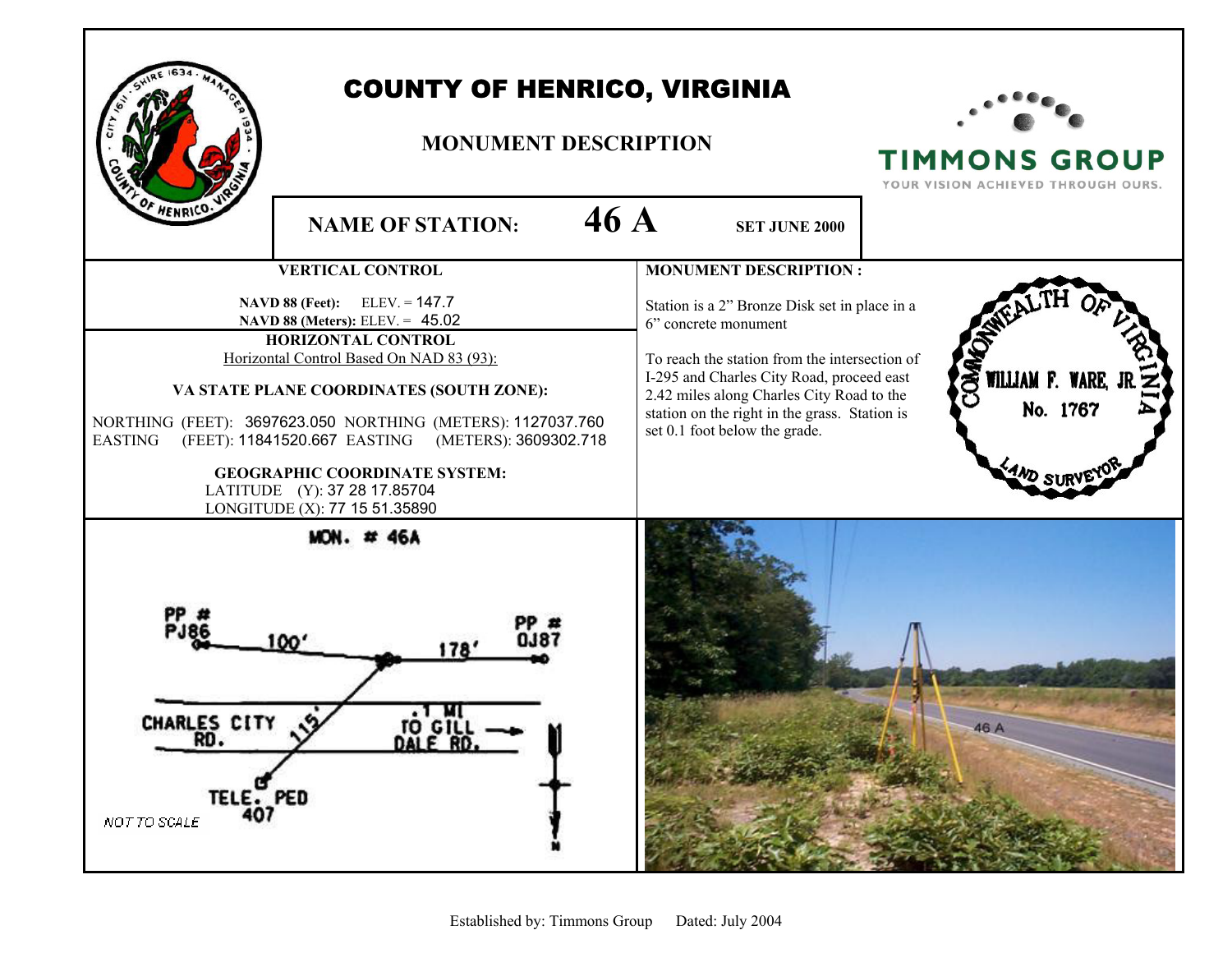# COUNTY OF HENRICO, VIRGINIA

## MONUMENT DESCRIPTION

TIMMONS GROUP
YOUR VISION ACHIEVED THROUGH OURS.

**NAME OF STATION:** **46 A** **SET JUNE 2000**

### VERTICAL CONTROL

**NAVD 88 (Feet):** ELEV. = 147.7
**NAVD 88 (Meters):** ELEV. = 45.02

### HORIZONTAL CONTROL

Horizontal Control Based On NAD 83 (93):

**VA STATE PLANE COORDINATES (SOUTH ZONE):**

NORTHING (FEET): 3697623.050 NORTHING (METERS): 1127037.760
EASTING (FEET): 11841520.667 EASTING (METERS): 3609302.718

**GEOGRAPHIC COORDINATE SYSTEM:**

LATITUDE (Y): 37 28 17.85704
LONGITUDE (X): 77 15 51.35890

### MONUMENT DESCRIPTION :

Station is a 2" Bronze Disk set in place in a 6" concrete monument

To reach the station from the intersection of I-295 and Charles City Road, proceed east 2.42 miles along Charles City Road to the station on the right in the grass. Station is set 0.1 foot below the grade.

COMMONWEALTH OF VIRGINIA
WILLIAM F. WARE, JR.
No. 1767
LAND SURVEYOR

MON. # 46A

PP # PJ86
100'
178'
PP # OJ87
115'
CHARLES CITY RD.
.1 MI TO GILL DALE RD.
TELE. PED 407
NOT TO SCALE
N

46 A

Established by: Timmons Group Dated: July 2004